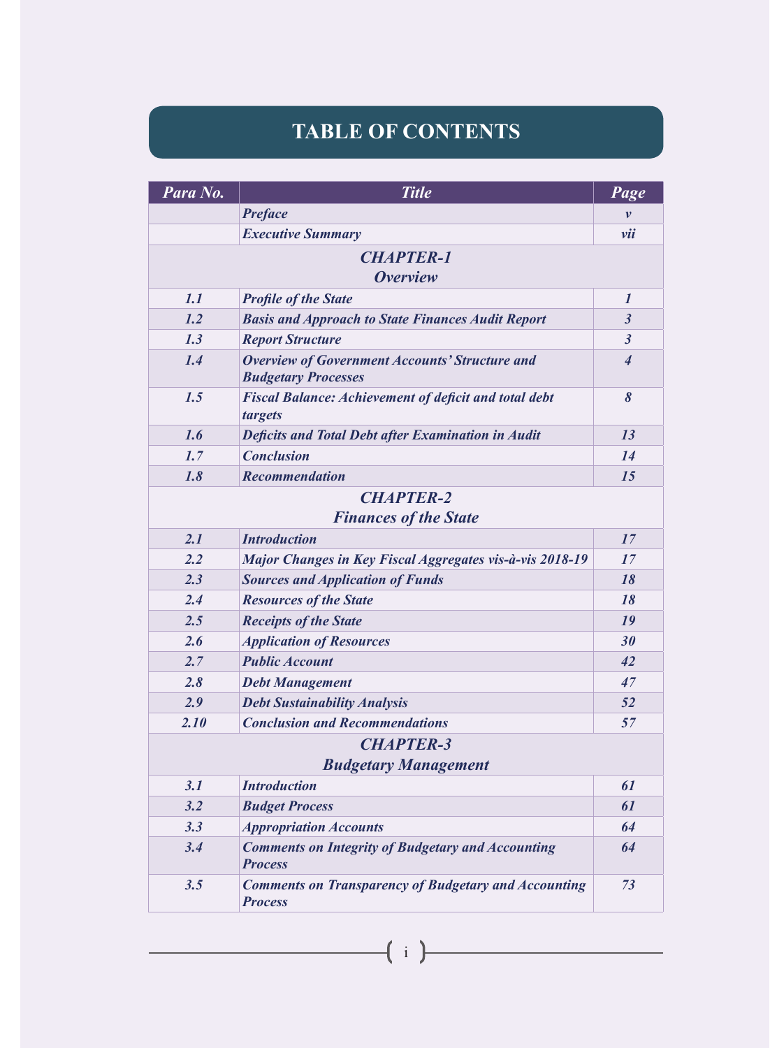# TABLE OF CONTENTS

| Para No. | Title | Page |
|---|---|---|
| | *Preface* | *v* |
| | *Executive Summary* | *vii* |
| | ***CHAPTER-1 Overview*** | |
| 1.1 | Profile of the State | 1 |
| 1.2 | Basis and Approach to State Finances Audit Report | 3 |
| 1.3 | Report Structure | 3 |
| 1.4 | Overview of Government Accounts' Structure and Budgetary Processes | 4 |
| 1.5 | Fiscal Balance: Achievement of deficit and total debt targets | 8 |
| 1.6 | Deficits and Total Debt after Examination in Audit | 13 |
| 1.7 | Conclusion | 14 |
| 1.8 | Recommendation | 15 |
| | ***CHAPTER-2 Finances of the State*** | |
| 2.1 | Introduction | 17 |
| 2.2 | Major Changes in Key Fiscal Aggregates vis-à-vis 2018-19 | 17 |
| 2.3 | Sources and Application of Funds | 18 |
| 2.4 | Resources of the State | 18 |
| 2.5 | Receipts of the State | 19 |
| 2.6 | Application of Resources | 30 |
| 2.7 | Public Account | 42 |
| 2.8 | Debt Management | 47 |
| 2.9 | Debt Sustainability Analysis | 52 |
| 2.10 | Conclusion and Recommendations | 57 |
| | ***CHAPTER-3 Budgetary Management*** | |
| 3.1 | Introduction | 61 |
| 3.2 | Budget Process | 61 |
| 3.3 | Appropriation Accounts | 64 |
| 3.4 | Comments on Integrity of Budgetary and Accounting Process | 64 |
| 3.5 | Comments on Transparency of Budgetary and Accounting Process | 73 |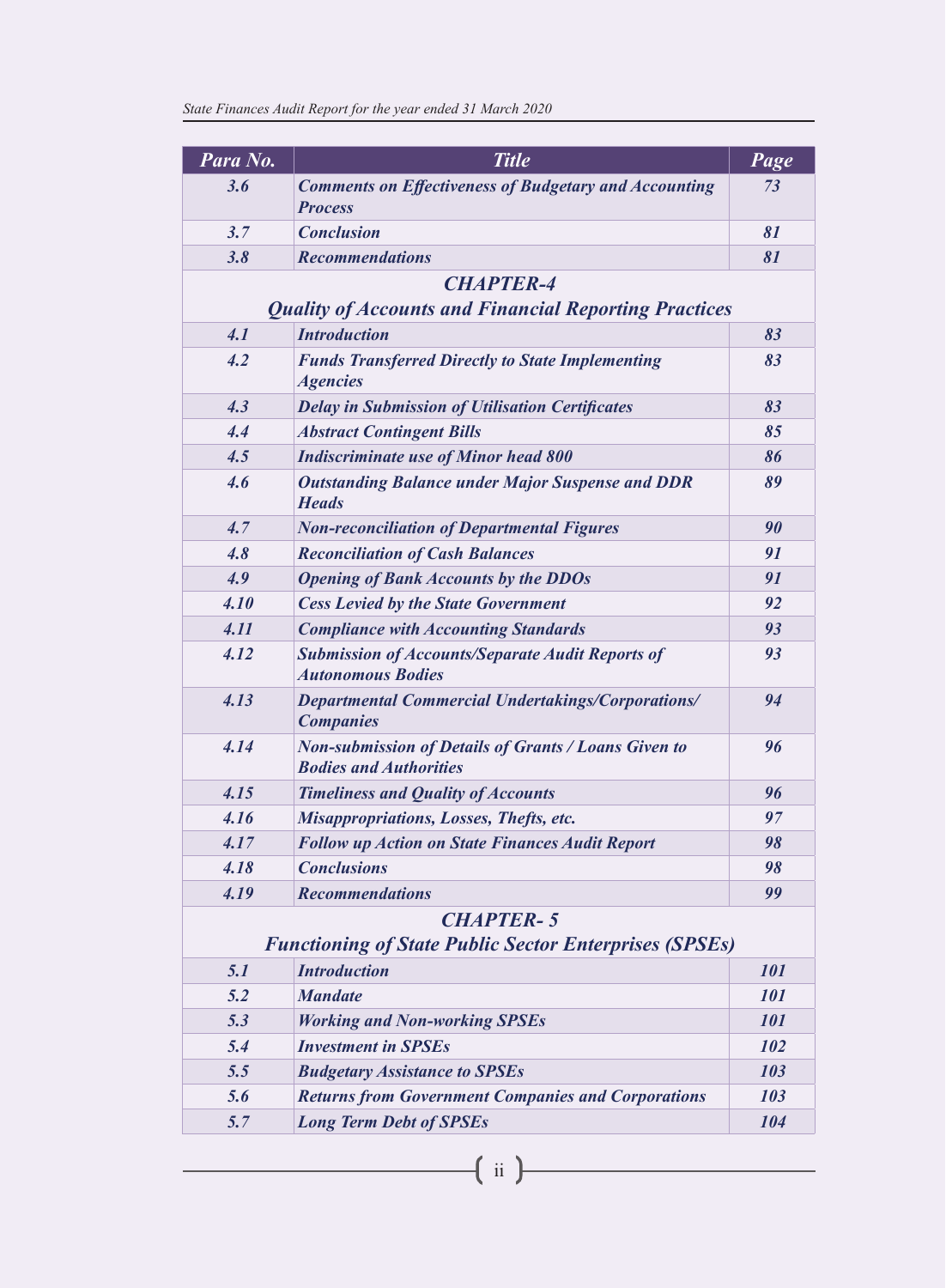| Para No. | Title | Page |
|---|---|---|
| 3.6 | Comments on Effectiveness of Budgetary and Accounting Process | 73 |
| 3.7 | Conclusion | 81 |
| 3.8 | Recommendations | 81 |
| | **CHAPTER-4**<br>**Quality of Accounts and Financial Reporting Practices** | |
| 4.1 | Introduction | 83 |
| 4.2 | Funds Transferred Directly to State Implementing Agencies | 83 |
| 4.3 | Delay in Submission of Utilisation Certificates | 83 |
| 4.4 | Abstract Contingent Bills | 85 |
| 4.5 | Indiscriminate use of Minor head 800 | 86 |
| 4.6 | Outstanding Balance under Major Suspense and DDR Heads | 89 |
| 4.7 | Non-reconciliation of Departmental Figures | 90 |
| 4.8 | Reconciliation of Cash Balances | 91 |
| 4.9 | Opening of Bank Accounts by the DDOs | 91 |
| 4.10 | Cess Levied by the State Government | 92 |
| 4.11 | Compliance with Accounting Standards | 93 |
| 4.12 | Submission of Accounts/Separate Audit Reports of Autonomous Bodies | 93 |
| 4.13 | Departmental Commercial Undertakings/Corporations/ Companies | 94 |
| 4.14 | Non-submission of Details of Grants / Loans Given to Bodies and Authorities | 96 |
| 4.15 | Timeliness and Quality of Accounts | 96 |
| 4.16 | Misappropriations, Losses, Thefts, etc. | 97 |
| 4.17 | Follow up Action on State Finances Audit Report | 98 |
| 4.18 | Conclusions | 98 |
| 4.19 | Recommendations | 99 |
| | **CHAPTER- 5**<br>**Functioning of State Public Sector Enterprises (SPSEs)** | |
| 5.1 | Introduction | 101 |
| 5.2 | Mandate | 101 |
| 5.3 | Working and Non-working SPSEs | 101 |
| 5.4 | Investment in SPSEs | 102 |
| 5.5 | Budgetary Assistance to SPSEs | 103 |
| 5.6 | Returns from Government Companies and Corporations | 103 |
| 5.7 | Long Term Debt of SPSEs | 104 |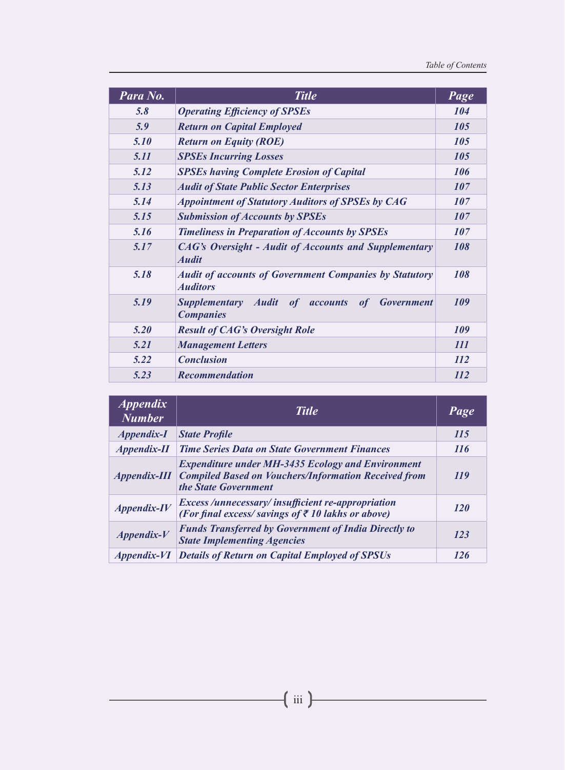| Para No. | Title | Page |
|---|---|---|
| 5.8 | Operating Efficiency of SPSEs | 104 |
| 5.9 | Return on Capital Employed | 105 |
| 5.10 | Return on Equity (ROE) | 105 |
| 5.11 | SPSEs Incurring Losses | 105 |
| 5.12 | SPSEs having Complete Erosion of Capital | 106 |
| 5.13 | Audit of State Public Sector Enterprises | 107 |
| 5.14 | Appointment of Statutory Auditors of SPSEs by CAG | 107 |
| 5.15 | Submission of Accounts by SPSEs | 107 |
| 5.16 | Timeliness in Preparation of Accounts by SPSEs | 107 |
| 5.17 | CAG's Oversight - Audit of Accounts and Supplementary Audit | 108 |
| 5.18 | Audit of accounts of Government Companies by Statutory Auditors | 108 |
| 5.19 | Supplementary Audit of accounts of Government Companies | 109 |
| 5.20 | Result of CAG's Oversight Role | 109 |
| 5.21 | Management Letters | 111 |
| 5.22 | Conclusion | 112 |
| 5.23 | Recommendation | 112 |

| Appendix Number | Title | Page |
|---|---|---|
| Appendix-I | State Profile | 115 |
| Appendix-II | Time Series Data on State Government Finances | 116 |
| Appendix-III | Expenditure under MH-3435 Ecology and Environment Compiled Based on Vouchers/Information Received from the State Government | 119 |
| Appendix-IV | Excess /unnecessary/ insufficient re-appropriation (For final excess/ savings of ₹ 10 lakhs or above) | 120 |
| Appendix-V | Funds Transferred by Government of India Directly to State Implementing Agencies | 123 |
| Appendix-VI | Details of Return on Capital Employed of SPSUs | 126 |